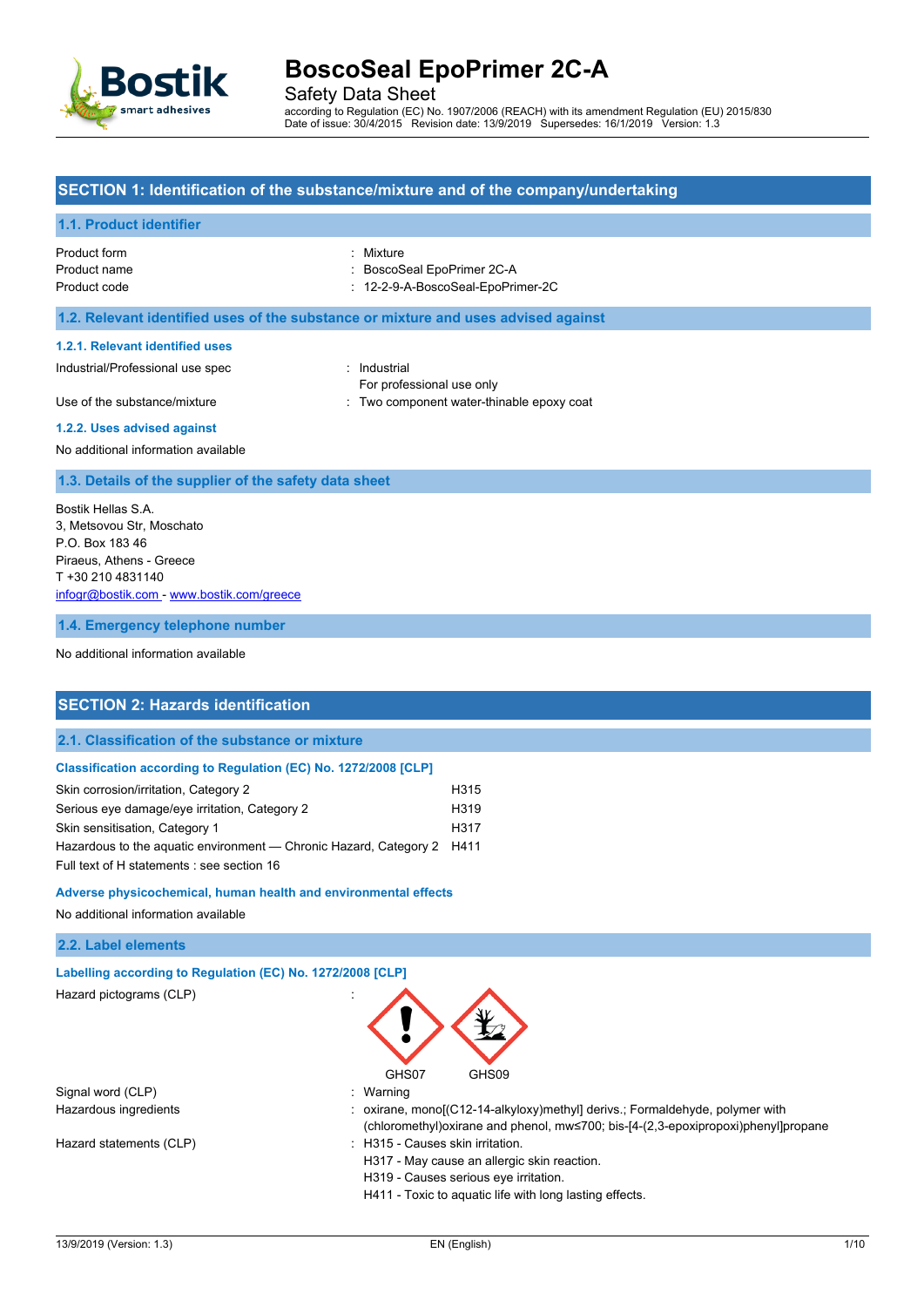# BoscoSeal EpoPrimer 2C-A

Safety Data Sheet

according to Regulation (EC) No. 1907/2006 (REACH) with its amendment Regulation (EU) 2015/830
Date of issue: 30/4/2015 Revision date: 13/9/2019 Supersedes: 16/1/2019 Version: 1.3

## SECTION 1: Identification of the substance/mixture and of the company/undertaking

### 1.1. Product identifier

| | |
|---|---|
| Product form | : Mixture |
| Product name | : BoscoSeal EpoPrimer 2C-A |
| Product code | : 12-2-9-A-BoscoSeal-EpoPrimer-2C |

### 1.2. Relevant identified uses of the substance or mixture and uses advised against

#### 1.2.1. Relevant identified uses

| | |
|---|---|
| Industrial/Professional use spec | : Industrial<br>For professional use only |
| Use of the substance/mixture | : Two component water-thinable epoxy coat |

#### 1.2.2. Uses advised against

No additional information available

### 1.3. Details of the supplier of the safety data sheet

Bostik Hellas S.A.
3, Metsovou Str, Moschato
P.O. Box 183 46
Piraeus, Athens - Greece
T +30 210 4831140
infogr@bostik.com - www.bostik.com/greece

### 1.4. Emergency telephone number

No additional information available

## SECTION 2: Hazards identification

### 2.1. Classification of the substance or mixture

#### Classification according to Regulation (EC) No. 1272/2008 [CLP]

| | |
|---|---|
| Skin corrosion/irritation, Category 2 | H315 |
| Serious eye damage/eye irritation, Category 2 | H319 |
| Skin sensitisation, Category 1 | H317 |
| Hazardous to the aquatic environment — Chronic Hazard, Category 2 | H411 |

Full text of H statements : see section 16

#### Adverse physicochemical, human health and environmental effects

No additional information available

### 2.2. Label elements

#### Labelling according to Regulation (EC) No. 1272/2008 [CLP]

Hazard pictograms (CLP) : GHS07 GHS09

| | |
|---|---|
| Signal word (CLP) | : Warning |
| Hazardous ingredients | : oxirane, mono[(C12-14-alkyloxy)methyl] derivs.; Formaldehyde, polymer with (chloromethyl)oxirane and phenol, mw≤700; bis-[4-(2,3-epoxipropoxi)phenyl]propane |
| Hazard statements (CLP) | : H315 - Causes skin irritation.<br>H317 - May cause an allergic skin reaction.<br>H319 - Causes serious eye irritation.<br>H411 - Toxic to aquatic life with long lasting effects. |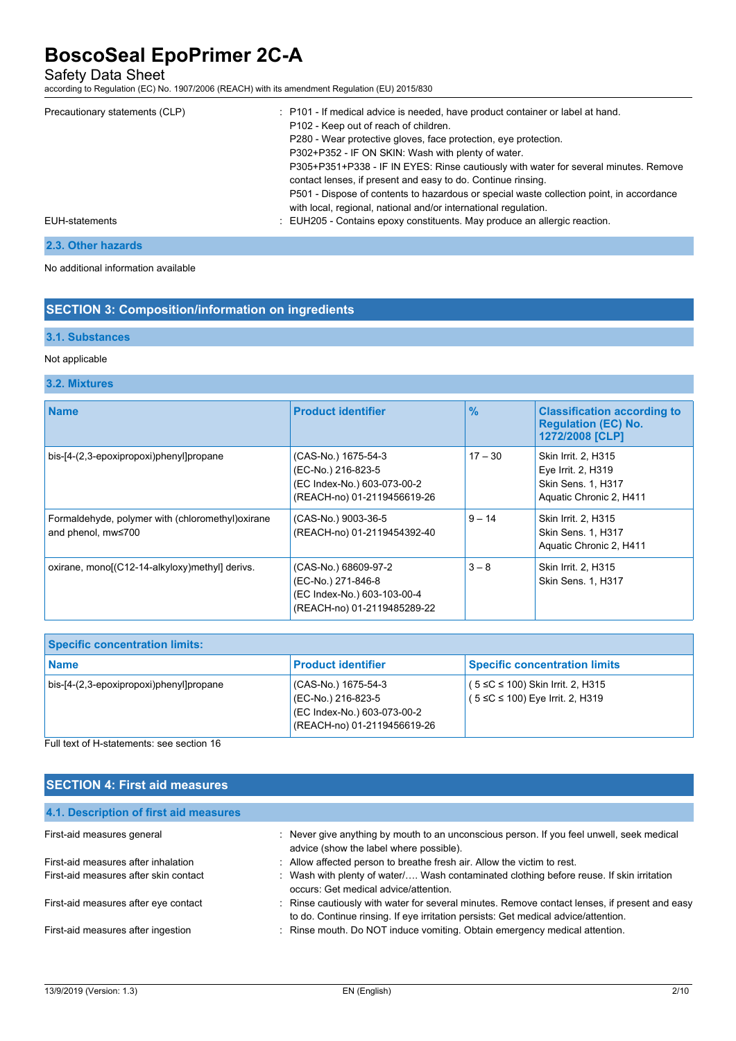| | |
|---|---|
| Precautionary statements (CLP) | : P101 - If medical advice is needed, have product container or label at hand.<br>P102 - Keep out of reach of children.<br>P280 - Wear protective gloves, face protection, eye protection.<br>P302+P352 - IF ON SKIN: Wash with plenty of water.<br>P305+P351+P338 - IF IN EYES: Rinse cautiously with water for several minutes. Remove contact lenses, if present and easy to do. Continue rinsing.<br>P501 - Dispose of contents to hazardous or special waste collection point, in accordance with local, regional, national and/or international regulation. |
| EUH-statements | : EUH205 - Contains epoxy constituents. May produce an allergic reaction. |

### 2.3. Other hazards

No additional information available

## SECTION 3: Composition/information on ingredients

### 3.1. Substances

Not applicable

### 3.2. Mixtures

| Name | Product identifier | % | Classification according to Regulation (EC) No. 1272/2008 [CLP] |
|---|---|---|---|
| bis-[4-(2,3-epoxipropoxi)phenyl]propane | (CAS-No.) 1675-54-3<br>(EC-No.) 216-823-5<br>(EC Index-No.) 603-073-00-2<br>(REACH-no) 01-2119456619-26 | 17 – 30 | Skin Irrit. 2, H315<br>Eye Irrit. 2, H319<br>Skin Sens. 1, H317<br>Aquatic Chronic 2, H411 |
| Formaldehyde, polymer with (chloromethyl)oxirane and phenol, mw≤700 | (CAS-No.) 9003-36-5<br>(REACH-no) 01-2119454392-40 | 9 – 14 | Skin Irrit. 2, H315<br>Skin Sens. 1, H317<br>Aquatic Chronic 2, H411 |
| oxirane, mono[(C12-14-alkyloxy)methyl] derivs. | (CAS-No.) 68609-97-2<br>(EC-No.) 271-846-8<br>(EC Index-No.) 603-103-00-4<br>(REACH-no) 01-2119485289-22 | 3 – 8 | Skin Irrit. 2, H315<br>Skin Sens. 1, H317 |

| Specific concentration limits: | | |
|---|---|---|
| **Name** | **Product identifier** | **Specific concentration limits** |
| bis-[4-(2,3-epoxipropoxi)phenyl]propane | (CAS-No.) 1675-54-3<br>(EC-No.) 216-823-5<br>(EC Index-No.) 603-073-00-2<br>(REACH-no) 01-2119456619-26 | ( 5 ≤C ≤ 100) Skin Irrit. 2, H315<br>( 5 ≤C ≤ 100) Eye Irrit. 2, H319 |

Full text of H-statements: see section 16

## SECTION 4: First aid measures

### 4.1. Description of first aid measures

| | |
|---|---|
| First-aid measures general | : Never give anything by mouth to an unconscious person. If you feel unwell, seek medical advice (show the label where possible). |
| First-aid measures after inhalation | : Allow affected person to breathe fresh air. Allow the victim to rest. |
| First-aid measures after skin contact | : Wash with plenty of water/…. Wash contaminated clothing before reuse. If skin irritation occurs: Get medical advice/attention. |
| First-aid measures after eye contact | : Rinse cautiously with water for several minutes. Remove contact lenses, if present and easy to do. Continue rinsing. If eye irritation persists: Get medical advice/attention. |
| First-aid measures after ingestion | : Rinse mouth. Do NOT induce vomiting. Obtain emergency medical attention. |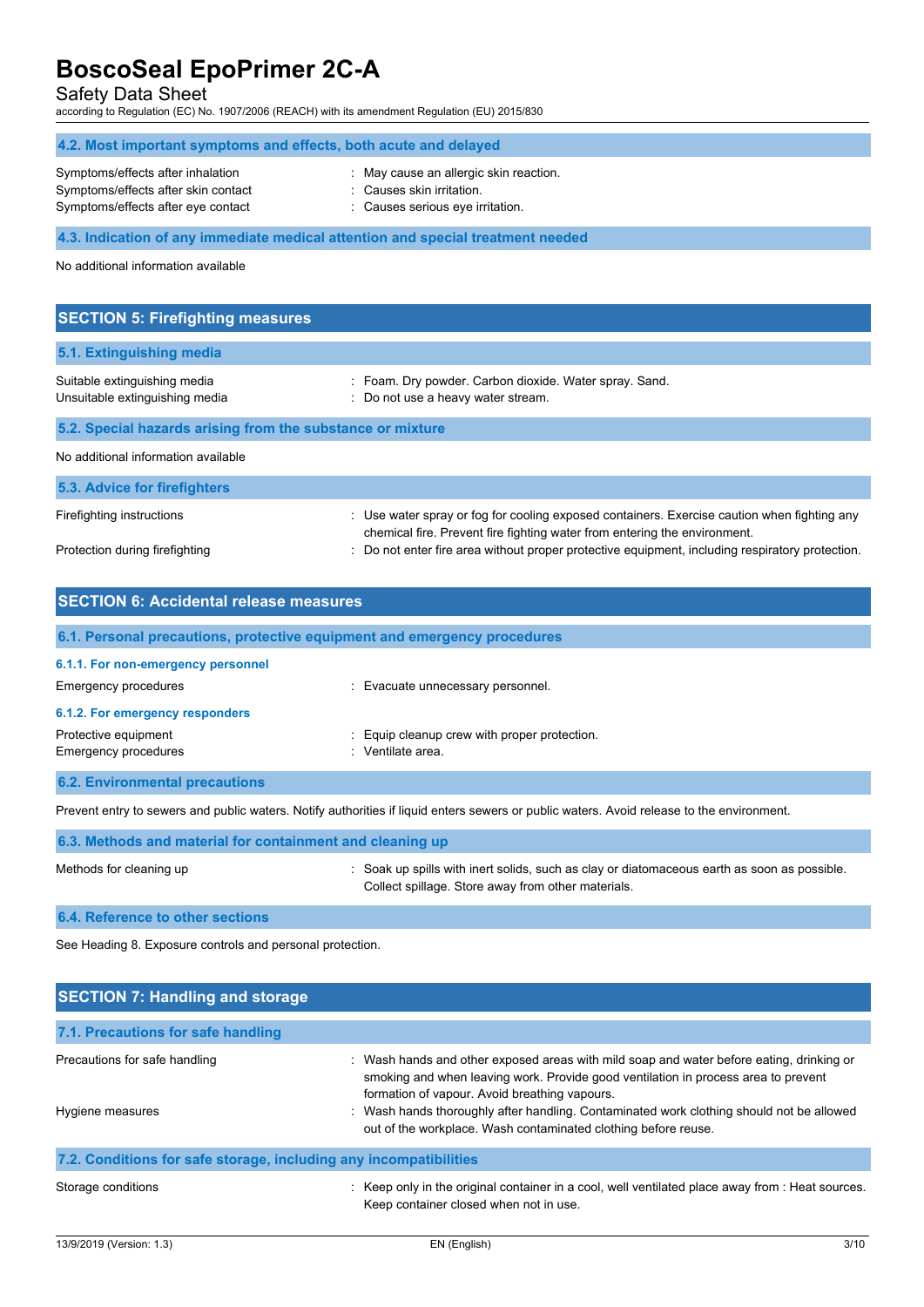### 4.2. Most important symptoms and effects, both acute and delayed

| | |
|---|---|
| Symptoms/effects after inhalation | : May cause an allergic skin reaction. |
| Symptoms/effects after skin contact | : Causes skin irritation. |
| Symptoms/effects after eye contact | : Causes serious eye irritation. |

### 4.3. Indication of any immediate medical attention and special treatment needed

No additional information available

## SECTION 5: Firefighting measures

### 5.1. Extinguishing media

| | |
|---|---|
| Suitable extinguishing media | : Foam. Dry powder. Carbon dioxide. Water spray. Sand. |
| Unsuitable extinguishing media | : Do not use a heavy water stream. |

### 5.2. Special hazards arising from the substance or mixture

No additional information available

### 5.3. Advice for firefighters

| | |
|---|---|
| Firefighting instructions | : Use water spray or fog for cooling exposed containers. Exercise caution when fighting any chemical fire. Prevent fire fighting water from entering the environment. |
| Protection during firefighting | : Do not enter fire area without proper protective equipment, including respiratory protection. |

## SECTION 6: Accidental release measures

### 6.1. Personal precautions, protective equipment and emergency procedures

#### 6.1.1. For non-emergency personnel

| | |
|---|---|
| Emergency procedures | : Evacuate unnecessary personnel. |

#### 6.1.2. For emergency responders

| | |
|---|---|
| Protective equipment | : Equip cleanup crew with proper protection. |
| Emergency procedures | : Ventilate area. |

### 6.2. Environmental precautions

Prevent entry to sewers and public waters. Notify authorities if liquid enters sewers or public waters. Avoid release to the environment.

### 6.3. Methods and material for containment and cleaning up

| | |
|---|---|
| Methods for cleaning up | : Soak up spills with inert solids, such as clay or diatomaceous earth as soon as possible. Collect spillage. Store away from other materials. |

### 6.4. Reference to other sections

See Heading 8. Exposure controls and personal protection.

## SECTION 7: Handling and storage

### 7.1. Precautions for safe handling

| | |
|---|---|
| Precautions for safe handling | : Wash hands and other exposed areas with mild soap and water before eating, drinking or smoking and when leaving work. Provide good ventilation in process area to prevent formation of vapour. Avoid breathing vapours. |
| Hygiene measures | : Wash hands thoroughly after handling. Contaminated work clothing should not be allowed out of the workplace. Wash contaminated clothing before reuse. |

### 7.2. Conditions for safe storage, including any incompatibilities

| | |
|---|---|
| Storage conditions | : Keep only in the original container in a cool, well ventilated place away from : Heat sources. Keep container closed when not in use. |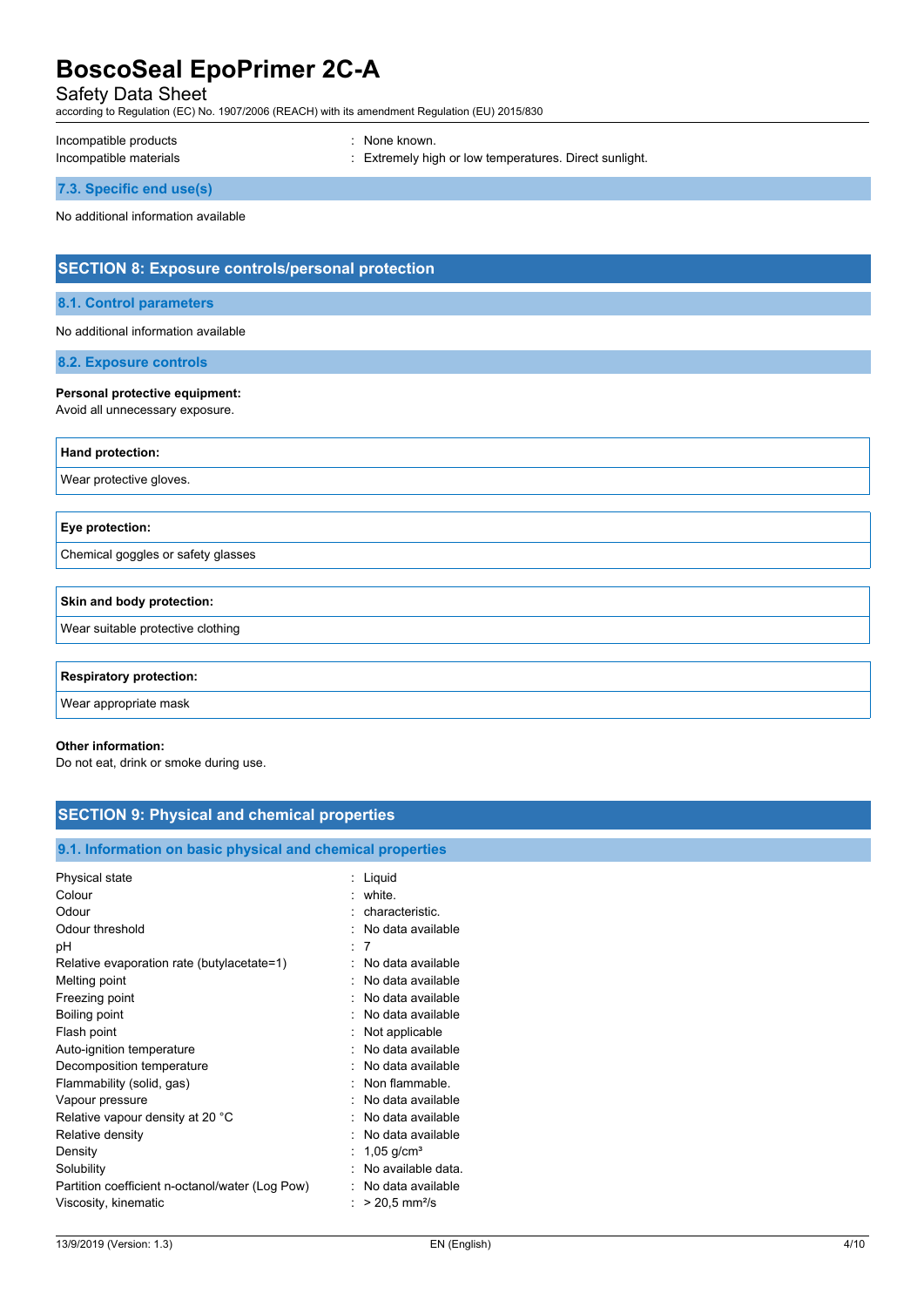Incompatible products : None known.
Incompatible materials : Extremely high or low temperatures. Direct sunlight.

### 7.3. Specific end use(s)

No additional information available

## SECTION 8: Exposure controls/personal protection

### 8.1. Control parameters

No additional information available

### 8.2. Exposure controls

**Personal protective equipment:**
Avoid all unnecessary exposure.

| **Hand protection:** |
| --- |
| Wear protective gloves. |

| **Eye protection:** |
| --- |
| Chemical goggles or safety glasses |

| **Skin and body protection:** |
| --- |
| Wear suitable protective clothing |

| **Respiratory protection:** |
| --- |
| Wear appropriate mask |

**Other information:**
Do not eat, drink or smoke during use.

## SECTION 9: Physical and chemical properties

### 9.1. Information on basic physical and chemical properties

| Property | Value |
| --- | --- |
| Physical state | Liquid |
| Colour | white. |
| Odour | characteristic. |
| Odour threshold | No data available |
| pH | 7 |
| Relative evaporation rate (butylacetate=1) | No data available |
| Melting point | No data available |
| Freezing point | No data available |
| Boiling point | No data available |
| Flash point | Not applicable |
| Auto-ignition temperature | No data available |
| Decomposition temperature | No data available |
| Flammability (solid, gas) | Non flammable. |
| Vapour pressure | No data available |
| Relative vapour density at 20 °C | No data available |
| Relative density | No data available |
| Density | 1,05 g/cm³ |
| Solubility | No available data. |
| Partition coefficient n-octanol/water (Log Pow) | No data available |
| Viscosity, kinematic | > 20,5 mm²/s |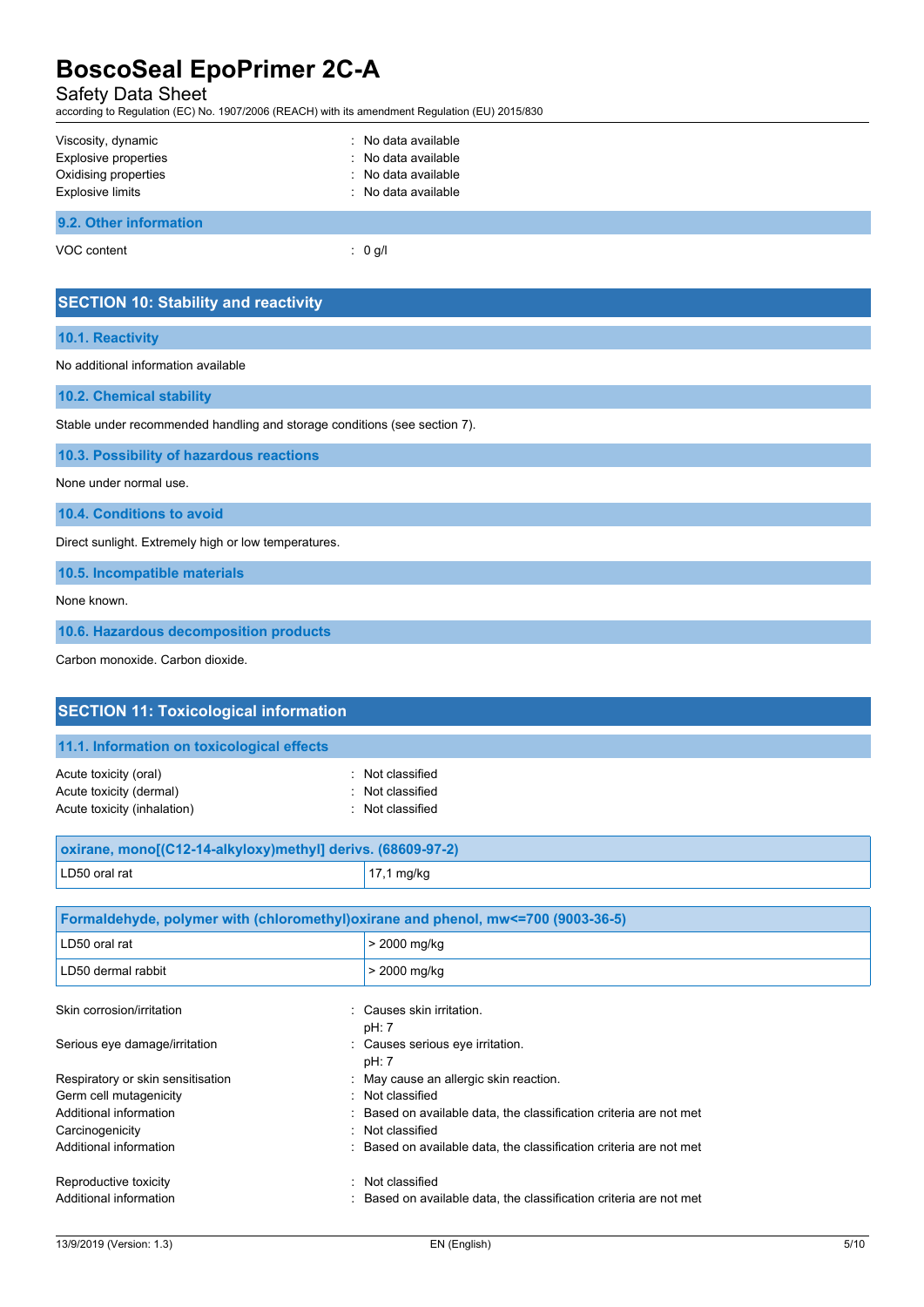| | |
|---|---|
| Viscosity, dynamic | : No data available |
| Explosive properties | : No data available |
| Oxidising properties | : No data available |
| Explosive limits | : No data available |

### 9.2. Other information

| | |
|---|---|
| VOC content | : 0 g/l |

## SECTION 10: Stability and reactivity

### 10.1. Reactivity

No additional information available

### 10.2. Chemical stability

Stable under recommended handling and storage conditions (see section 7).

### 10.3. Possibility of hazardous reactions

None under normal use.

### 10.4. Conditions to avoid

Direct sunlight. Extremely high or low temperatures.

### 10.5. Incompatible materials

None known.

### 10.6. Hazardous decomposition products

Carbon monoxide. Carbon dioxide.

## SECTION 11: Toxicological information

### 11.1. Information on toxicological effects

| | |
|---|---|
| Acute toxicity (oral) | : Not classified |
| Acute toxicity (dermal) | : Not classified |
| Acute toxicity (inhalation) | : Not classified |

| oxirane, mono[(C12-14-alkyloxy)methyl] derivs. (68609-97-2) | |
|---|---|
| LD50 oral rat | 17,1 mg/kg |

| Formaldehyde, polymer with (chloromethyl)oxirane and phenol, mw<=700 (9003-36-5) | |
|---|---|
| LD50 oral rat | > 2000 mg/kg |
| LD50 dermal rabbit | > 2000 mg/kg |

| | |
|---|---|
| Skin corrosion/irritation | : Causes skin irritation.<br>pH: 7 |
| Serious eye damage/irritation | : Causes serious eye irritation.<br>pH: 7 |
| Respiratory or skin sensitisation | : May cause an allergic skin reaction. |
| Germ cell mutagenicity | : Not classified |
| Additional information | : Based on available data, the classification criteria are not met |
| Carcinogenicity | : Not classified |
| Additional information | : Based on available data, the classification criteria are not met |
| Reproductive toxicity | : Not classified |
| Additional information | : Based on available data, the classification criteria are not met |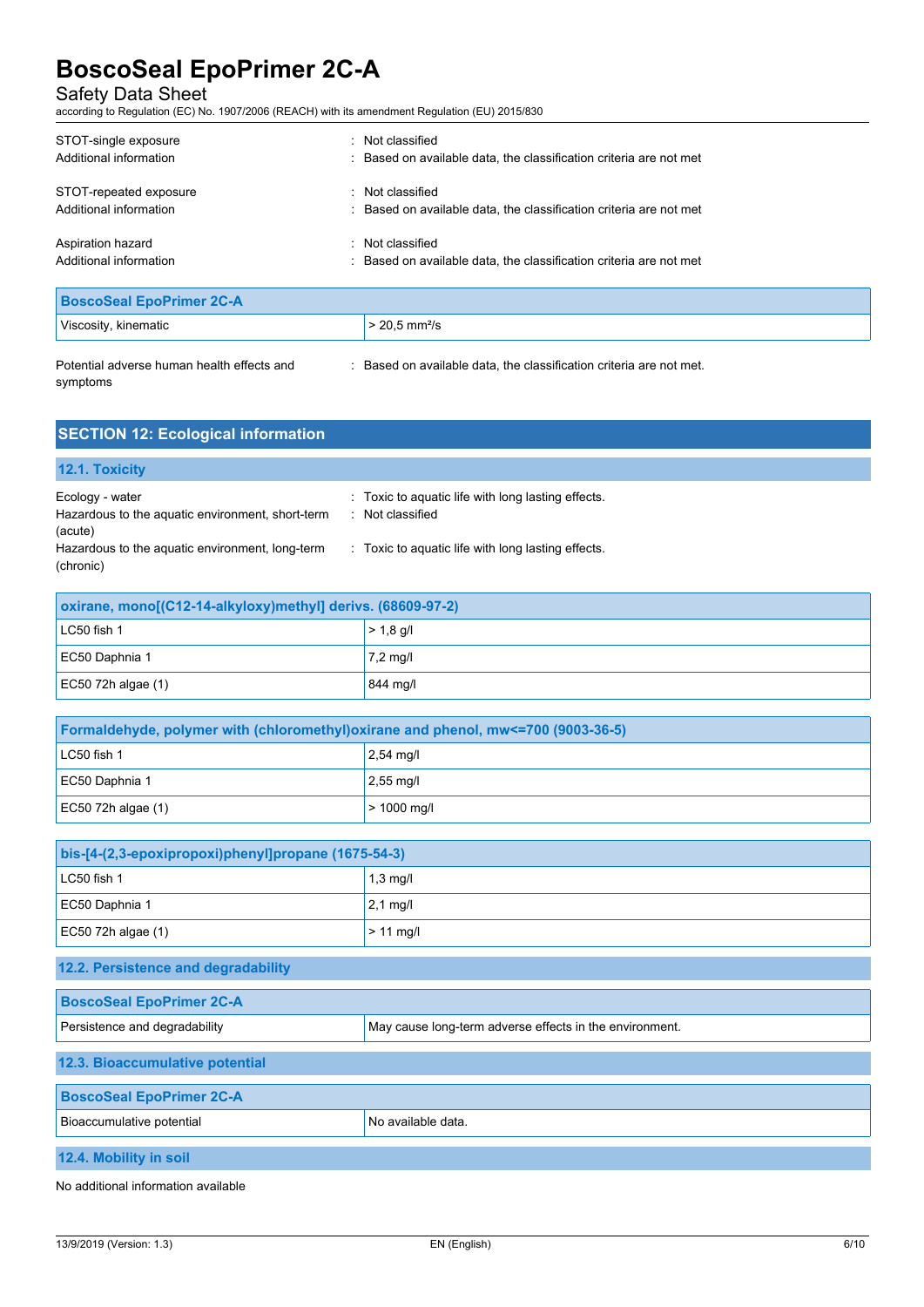| | |
|---|---|
| STOT-single exposure | : Not classified |
| Additional information | : Based on available data, the classification criteria are not met |
| STOT-repeated exposure | : Not classified |
| Additional information | : Based on available data, the classification criteria are not met |
| Aspiration hazard | : Not classified |
| Additional information | : Based on available data, the classification criteria are not met |

| BoscoSeal EpoPrimer 2C-A | |
|---|---|
| Viscosity, kinematic | > 20,5 mm²/s |

Potential adverse human health effects and symptoms : Based on available data, the classification criteria are not met.

## SECTION 12: Ecological information

### 12.1. Toxicity

| | |
|---|---|
| Ecology - water | : Toxic to aquatic life with long lasting effects. |
| Hazardous to the aquatic environment, short-term (acute) | : Not classified |
| Hazardous to the aquatic environment, long-term (chronic) | : Toxic to aquatic life with long lasting effects. |

| oxirane, mono[(C12-14-alkyloxy)methyl] derivs. (68609-97-2) | |
|---|---|
| LC50 fish 1 | > 1,8 g/l |
| EC50 Daphnia 1 | 7,2 mg/l |
| EC50 72h algae (1) | 844 mg/l |

| Formaldehyde, polymer with (chloromethyl)oxirane and phenol, mw<=700 (9003-36-5) | |
|---|---|
| LC50 fish 1 | 2,54 mg/l |
| EC50 Daphnia 1 | 2,55 mg/l |
| EC50 72h algae (1) | > 1000 mg/l |

| bis-[4-(2,3-epoxipropoxi)phenyl]propane (1675-54-3) | |
|---|---|
| LC50 fish 1 | 1,3 mg/l |
| EC50 Daphnia 1 | 2,1 mg/l |
| EC50 72h algae (1) | > 11 mg/l |

### 12.2. Persistence and degradability

| BoscoSeal EpoPrimer 2C-A | |
|---|---|
| Persistence and degradability | May cause long-term adverse effects in the environment. |

### 12.3. Bioaccumulative potential

| BoscoSeal EpoPrimer 2C-A | |
|---|---|
| Bioaccumulative potential | No available data. |

### 12.4. Mobility in soil

No additional information available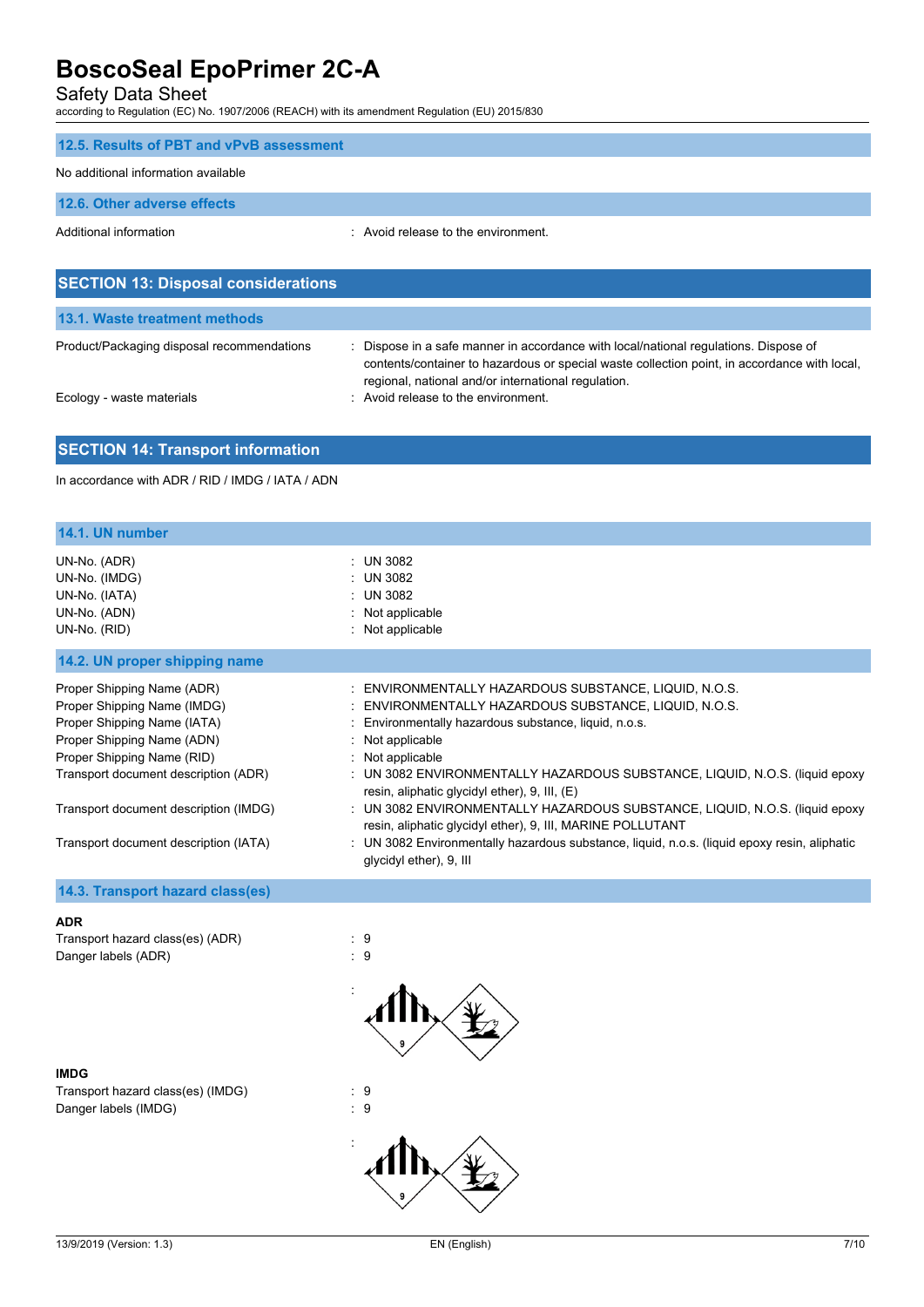### 12.5. Results of PBT and vPvB assessment

No additional information available

### 12.6. Other adverse effects

| | |
|---|---|
| Additional information | : Avoid release to the environment. |

## SECTION 13: Disposal considerations

### 13.1. Waste treatment methods

| | |
|---|---|
| Product/Packaging disposal recommendations | : Dispose in a safe manner in accordance with local/national regulations. Dispose of contents/container to hazardous or special waste collection point, in accordance with local, regional, national and/or international regulation. |
| Ecology - waste materials | : Avoid release to the environment. |

## SECTION 14: Transport information

In accordance with ADR / RID / IMDG / IATA / ADN

### 14.1. UN number

| | |
|---|---|
| UN-No. (ADR) | : UN 3082 |
| UN-No. (IMDG) | : UN 3082 |
| UN-No. (IATA) | : UN 3082 |
| UN-No. (ADN) | : Not applicable |
| UN-No. (RID) | : Not applicable |

### 14.2. UN proper shipping name

| | |
|---|---|
| Proper Shipping Name (ADR) | : ENVIRONMENTALLY HAZARDOUS SUBSTANCE, LIQUID, N.O.S. |
| Proper Shipping Name (IMDG) | : ENVIRONMENTALLY HAZARDOUS SUBSTANCE, LIQUID, N.O.S. |
| Proper Shipping Name (IATA) | : Environmentally hazardous substance, liquid, n.o.s. |
| Proper Shipping Name (ADN) | : Not applicable |
| Proper Shipping Name (RID) | : Not applicable |
| Transport document description (ADR) | : UN 3082 ENVIRONMENTALLY HAZARDOUS SUBSTANCE, LIQUID, N.O.S. (liquid epoxy resin, aliphatic glycidyl ether), 9, III, (E) |
| Transport document description (IMDG) | : UN 3082 ENVIRONMENTALLY HAZARDOUS SUBSTANCE, LIQUID, N.O.S. (liquid epoxy resin, aliphatic glycidyl ether), 9, III, MARINE POLLUTANT |
| Transport document description (IATA) | : UN 3082 Environmentally hazardous substance, liquid, n.o.s. (liquid epoxy resin, aliphatic glycidyl ether), 9, III |

### 14.3. Transport hazard class(es)

**ADR**

| | |
|---|---|
| Transport hazard class(es) (ADR) | : 9 |
| Danger labels (ADR) | : 9 |

:

**IMDG**

| | |
|---|---|
| Transport hazard class(es) (IMDG) | : 9 |
| Danger labels (IMDG) | : 9 |

: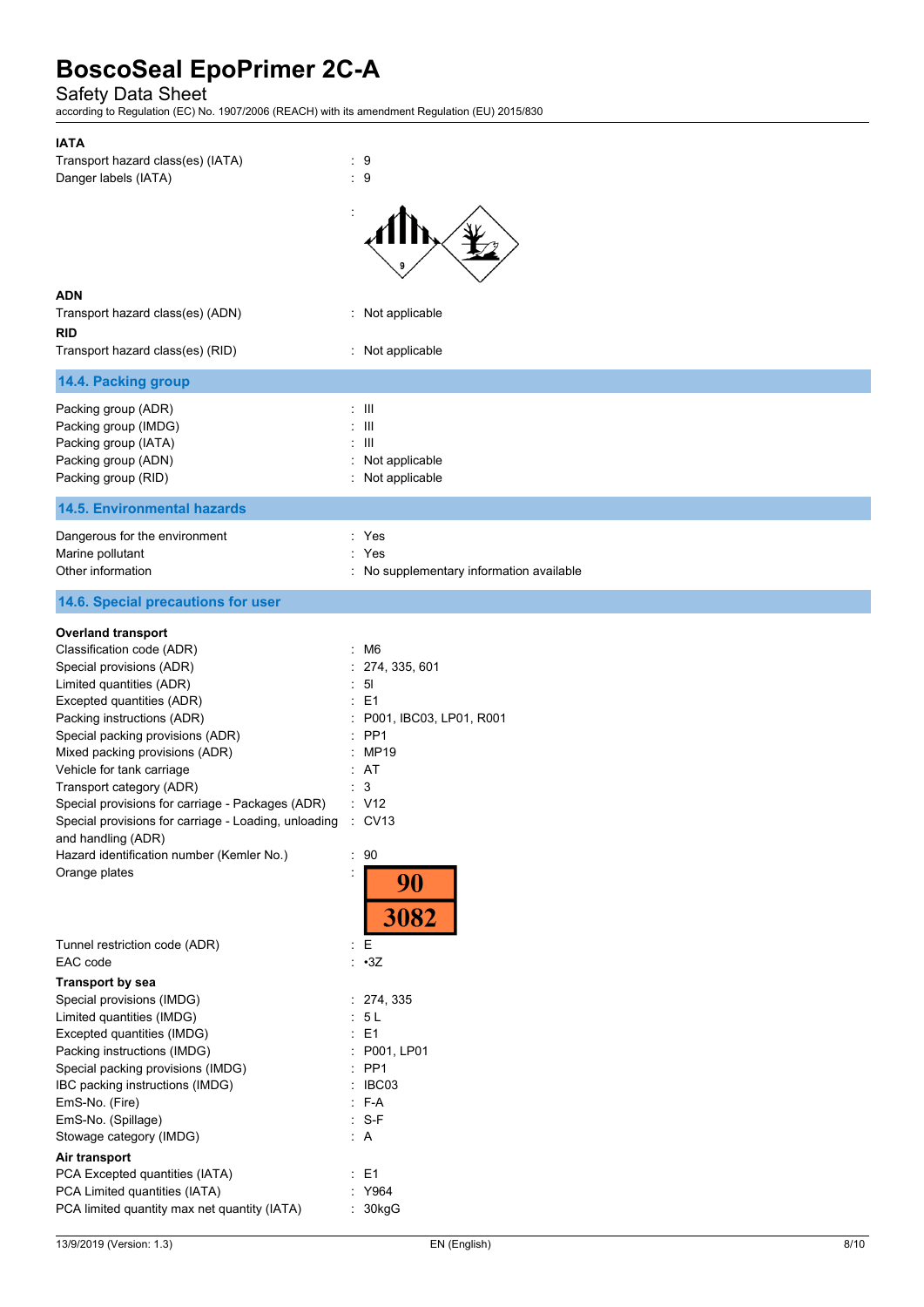**IATA**

Transport hazard class(es) (IATA) : 9

Danger labels (IATA) : 9

:

**ADN**

Transport hazard class(es) (ADN) : Not applicable

**RID**

Transport hazard class(es) (RID) : Not applicable

## 14.4. Packing group

Packing group (ADR) : III

Packing group (IMDG) : III

Packing group (IATA) : III

Packing group (ADN) : Not applicable

Packing group (RID) : Not applicable

## 14.5. Environmental hazards

Dangerous for the environment : Yes

Marine pollutant : Yes

Other information : No supplementary information available

## 14.6. Special precautions for user

**Overland transport**

Classification code (ADR) : M6

Special provisions (ADR) : 274, 335, 601

Limited quantities (ADR) : 5l

Excepted quantities (ADR) : E1

Packing instructions (ADR) : P001, IBC03, LP01, R001

Special packing provisions (ADR) : PP1

Mixed packing provisions (ADR) : MP19

Vehicle for tank carriage : AT

Transport category (ADR) : 3

Special provisions for carriage - Packages (ADR) : V12

Special provisions for carriage - Loading, unloading and handling (ADR) : CV13

Hazard identification number (Kemler No.) : 90

Orange plates :

| 90 |
|---|
| 3082 |

Tunnel restriction code (ADR) : E

EAC code : •3Z

**Transport by sea**

Special provisions (IMDG) : 274, 335

Limited quantities (IMDG) : 5 L

Excepted quantities (IMDG) : E1

Packing instructions (IMDG) : P001, LP01

Special packing provisions (IMDG) : PP1

IBC packing instructions (IMDG) : IBC03

EmS-No. (Fire) : F-A

EmS-No. (Spillage) : S-F

Stowage category (IMDG) : A

**Air transport**

PCA Excepted quantities (IATA) : E1

PCA Limited quantities (IATA) : Y964

PCA limited quantity max net quantity (IATA) : 30kgG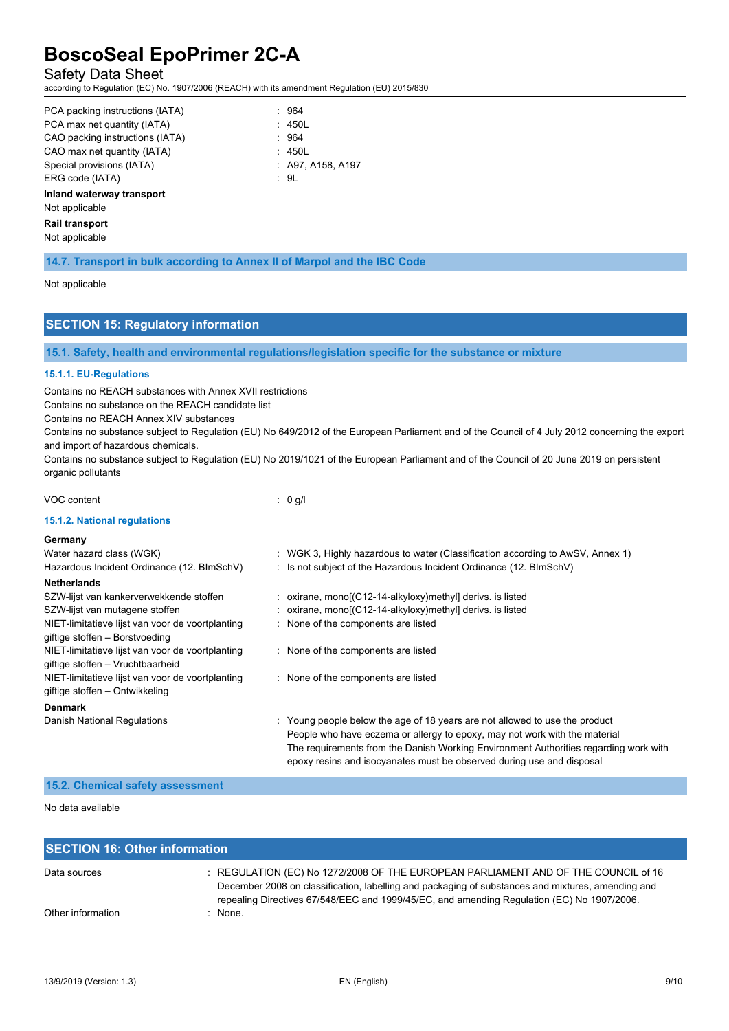| | |
|---|---|
| PCA packing instructions (IATA) | : 964 |
| PCA max net quantity (IATA) | : 450L |
| CAO packing instructions (IATA) | : 964 |
| CAO max net quantity (IATA) | : 450L |
| Special provisions (IATA) | : A97, A158, A197 |
| ERG code (IATA) | : 9L |

**Inland waterway transport**

Not applicable

**Rail transport**

Not applicable

### 14.7. Transport in bulk according to Annex II of Marpol and the IBC Code

Not applicable

## SECTION 15: Regulatory information

### 15.1. Safety, health and environmental regulations/legislation specific for the substance or mixture

#### 15.1.1. EU-Regulations

Contains no REACH substances with Annex XVII restrictions

Contains no substance on the REACH candidate list

Contains no REACH Annex XIV substances

Contains no substance subject to Regulation (EU) No 649/2012 of the European Parliament and of the Council of 4 July 2012 concerning the export and import of hazardous chemicals.

Contains no substance subject to Regulation (EU) No 2019/1021 of the European Parliament and of the Council of 20 June 2019 on persistent organic pollutants

VOC content : 0 g/l

#### 15.1.2. National regulations

**Germany**

| | |
|---|---|
| Water hazard class (WGK) | : WGK 3, Highly hazardous to water (Classification according to AwSV, Annex 1) |
| Hazardous Incident Ordinance (12. BImSchV) | : Is not subject of the Hazardous Incident Ordinance (12. BImSchV) |

**Netherlands**

| | |
|---|---|
| SZW-lijst van kankerverwekkende stoffen | : oxirane, mono[(C12-14-alkyloxy)methyl] derivs. is listed |
| SZW-lijst van mutagene stoffen | : oxirane, mono[(C12-14-alkyloxy)methyl] derivs. is listed |
| NIET-limitatieve lijst van voor de voortplanting giftige stoffen – Borstvoeding | : None of the components are listed |
| NIET-limitatieve lijst van voor de voortplanting giftige stoffen – Vruchtbaarheid | : None of the components are listed |
| NIET-limitatieve lijst van voor de voortplanting giftige stoffen – Ontwikkeling | : None of the components are listed |

**Denmark**

| | |
|---|---|
| Danish National Regulations | : Young people below the age of 18 years are not allowed to use the product<br>People who have eczema or allergy to epoxy, may not work with the material<br>The requirements from the Danish Working Environment Authorities regarding work with epoxy resins and isocyanates must be observed during use and disposal |

### 15.2. Chemical safety assessment

No data available

## SECTION 16: Other information

| | |
|---|---|
| Data sources | : REGULATION (EC) No 1272/2008 OF THE EUROPEAN PARLIAMENT AND OF THE COUNCIL of 16 December 2008 on classification, labelling and packaging of substances and mixtures, amending and repealing Directives 67/548/EEC and 1999/45/EC, and amending Regulation (EC) No 1907/2006. |
| Other information | : None. |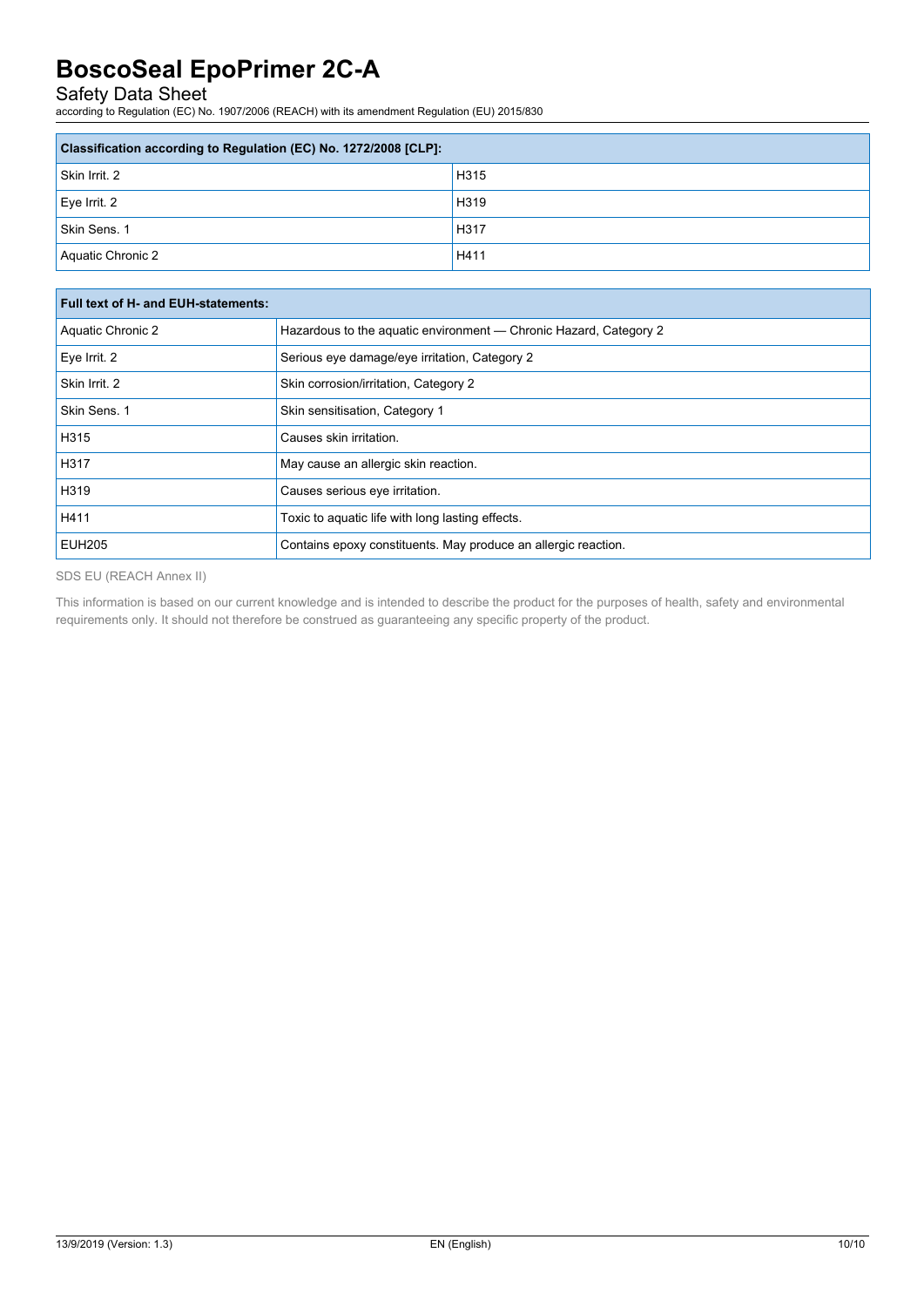| Classification according to Regulation (EC) No. 1272/2008 [CLP]: | |
|---|---|
| Skin Irrit. 2 | H315 |
| Eye Irrit. 2 | H319 |
| Skin Sens. 1 | H317 |
| Aquatic Chronic 2 | H411 |

| Full text of H- and EUH-statements: | |
|---|---|
| Aquatic Chronic 2 | Hazardous to the aquatic environment — Chronic Hazard, Category 2 |
| Eye Irrit. 2 | Serious eye damage/eye irritation, Category 2 |
| Skin Irrit. 2 | Skin corrosion/irritation, Category 2 |
| Skin Sens. 1 | Skin sensitisation, Category 1 |
| H315 | Causes skin irritation. |
| H317 | May cause an allergic skin reaction. |
| H319 | Causes serious eye irritation. |
| H411 | Toxic to aquatic life with long lasting effects. |
| EUH205 | Contains epoxy constituents. May produce an allergic reaction. |

SDS EU (REACH Annex II)

This information is based on our current knowledge and is intended to describe the product for the purposes of health, safety and environmental requirements only. It should not therefore be construed as guaranteeing any specific property of the product.